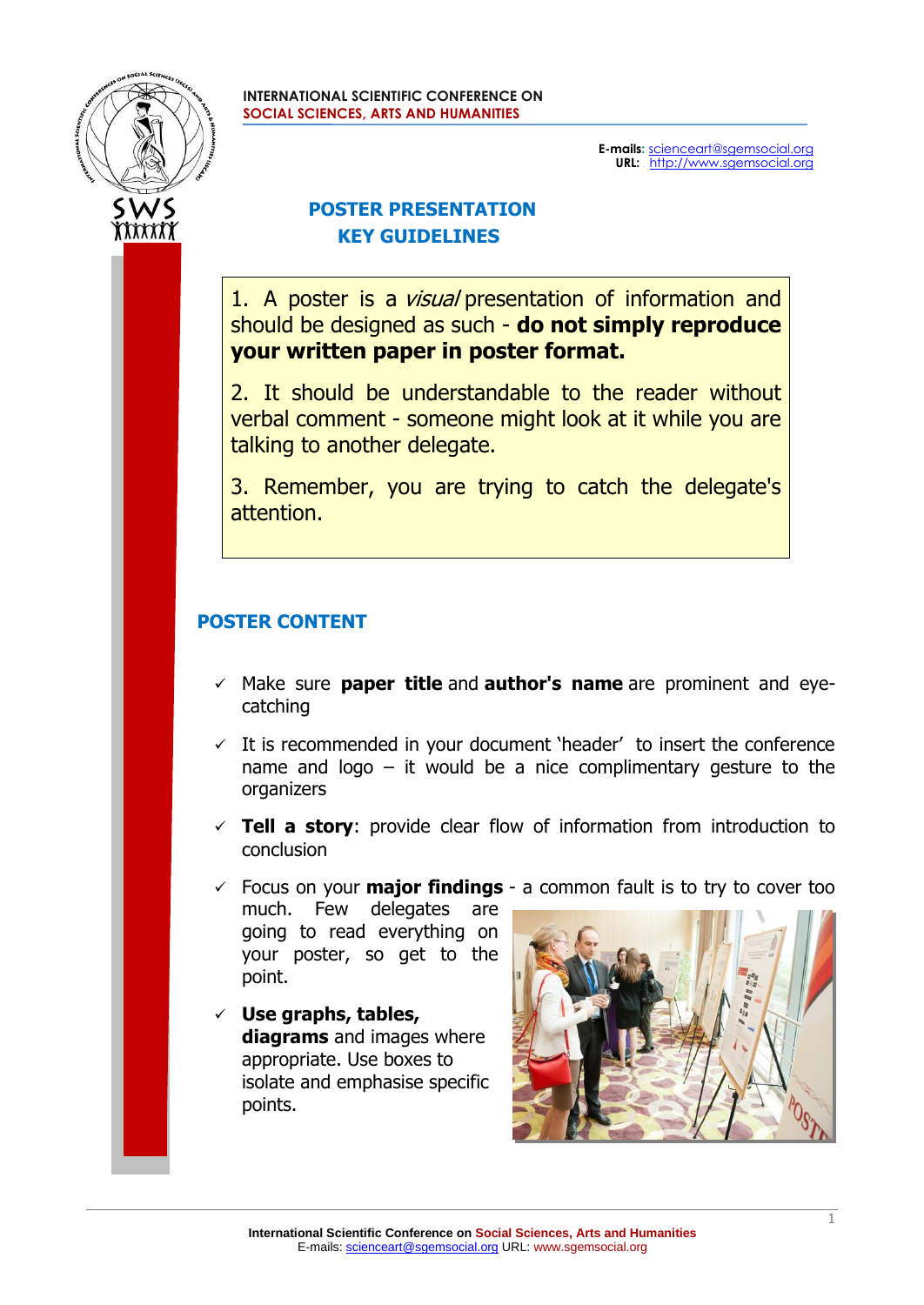INTERNATIONAL SCIENTIFIC CONFERENCE ON
SOCIAL SCIENCES, ARTS AND HUMANITIES

**E-mails**: scienceart@sgemsocial.org
**URL:** http://www.sgemsocial.org

# POSTER PRESENTATION KEY GUIDELINES

1. A poster is a *visual* presentation of information and should be designed as such - **do not simply reproduce your written paper in poster format.**

2. It should be understandable to the reader without verbal comment - someone might look at it while you are talking to another delegate.

3. Remember, you are trying to catch the delegate's attention.

## POSTER CONTENT

- ✓ Make sure **paper title** and **author's name** are prominent and eye-catching
- ✓ It is recommended in your document 'header' to insert the conference name and logo – it would be a nice complimentary gesture to the organizers
- ✓ **Tell a story**: provide clear flow of information from introduction to conclusion
- ✓ Focus on your **major findings** - a common fault is to try to cover too much. Few delegates are going to read everything on your poster, so get to the point.
- ✓ **Use graphs, tables, diagrams** and images where appropriate. Use boxes to isolate and emphasise specific points.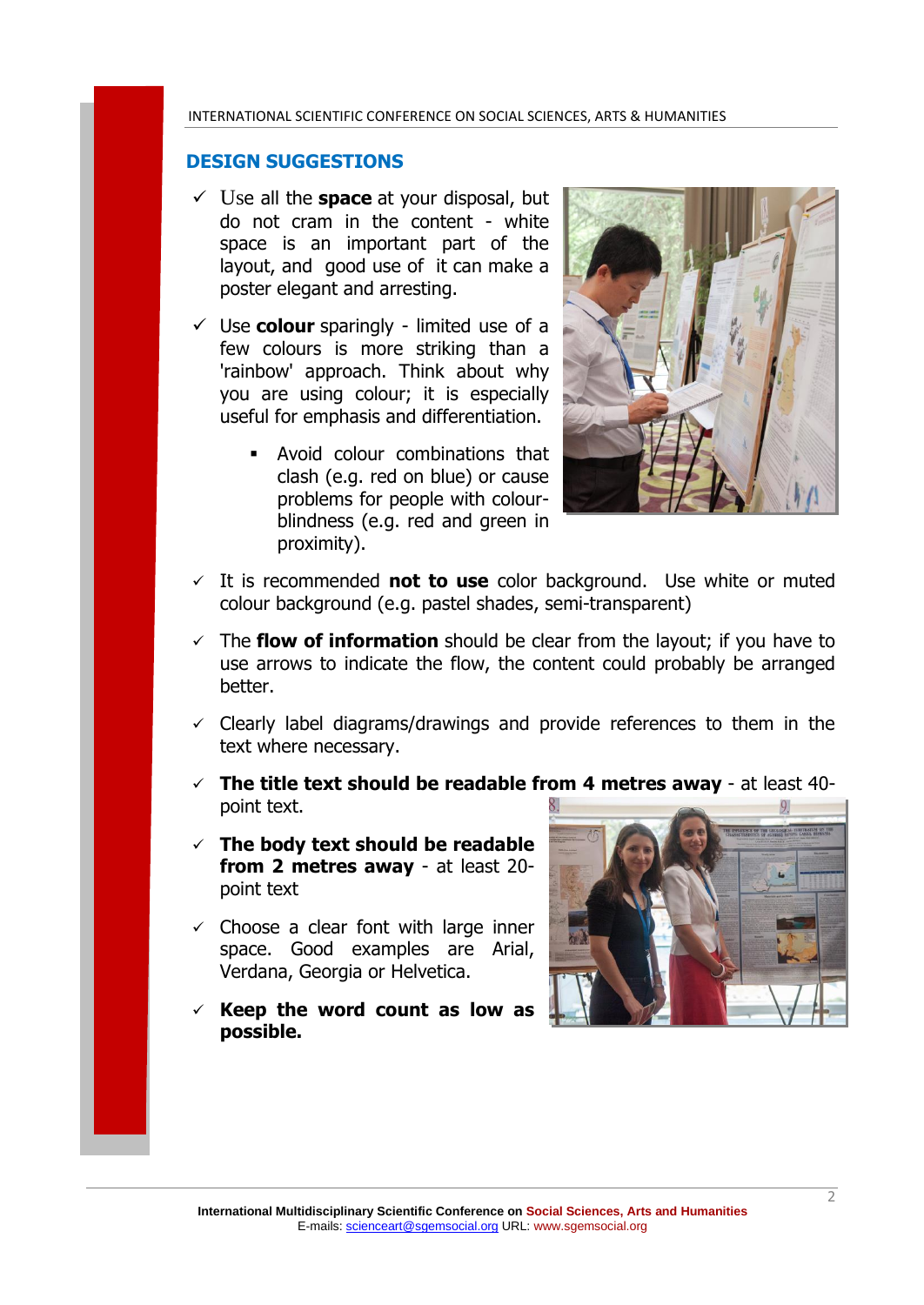## DESIGN SUGGESTIONS

- ✓ Use all the **space** at your disposal, but do not cram in the content - white space is an important part of the layout, and good use of it can make a poster elegant and arresting.
- ✓ Use **colour** sparingly - limited use of a few colours is more striking than a 'rainbow' approach. Think about why you are using colour; it is especially useful for emphasis and differentiation.
  - Avoid colour combinations that clash (e.g. red on blue) or cause problems for people with colour-blindness (e.g. red and green in proximity).
- ✓ It is recommended **not to use** color background. Use white or muted colour background (e.g. pastel shades, semi-transparent)
- ✓ The **flow of information** should be clear from the layout; if you have to use arrows to indicate the flow, the content could probably be arranged better.
- ✓ Clearly label diagrams/drawings and provide references to them in the text where necessary.
- ✓ **The title text should be readable from 4 metres away** - at least 40-point text.
- ✓ **The body text should be readable from 2 metres away** - at least 20-point text
- ✓ Choose a clear font with large inner space. Good examples are Arial, Verdana, Georgia or Helvetica.
- ✓ **Keep the word count as low as possible.**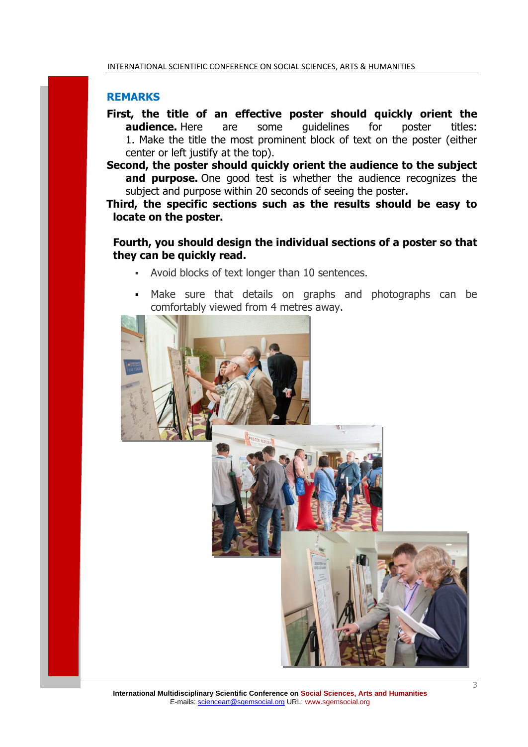## REMARKS

**First, the title of an effective poster should quickly orient the audience.** Here are some guidelines for poster titles:
1. Make the title the most prominent block of text on the poster (either center or left justify at the top).

**Second, the poster should quickly orient the audience to the subject and purpose.** One good test is whether the audience recognizes the subject and purpose within 20 seconds of seeing the poster.

**Third, the specific sections such as the results should be easy to locate on the poster.**

**Fourth, you should design the individual sections of a poster so that they can be quickly read.**

- Avoid blocks of text longer than 10 sentences.
- Make sure that details on graphs and photographs can be comfortably viewed from 4 metres away.